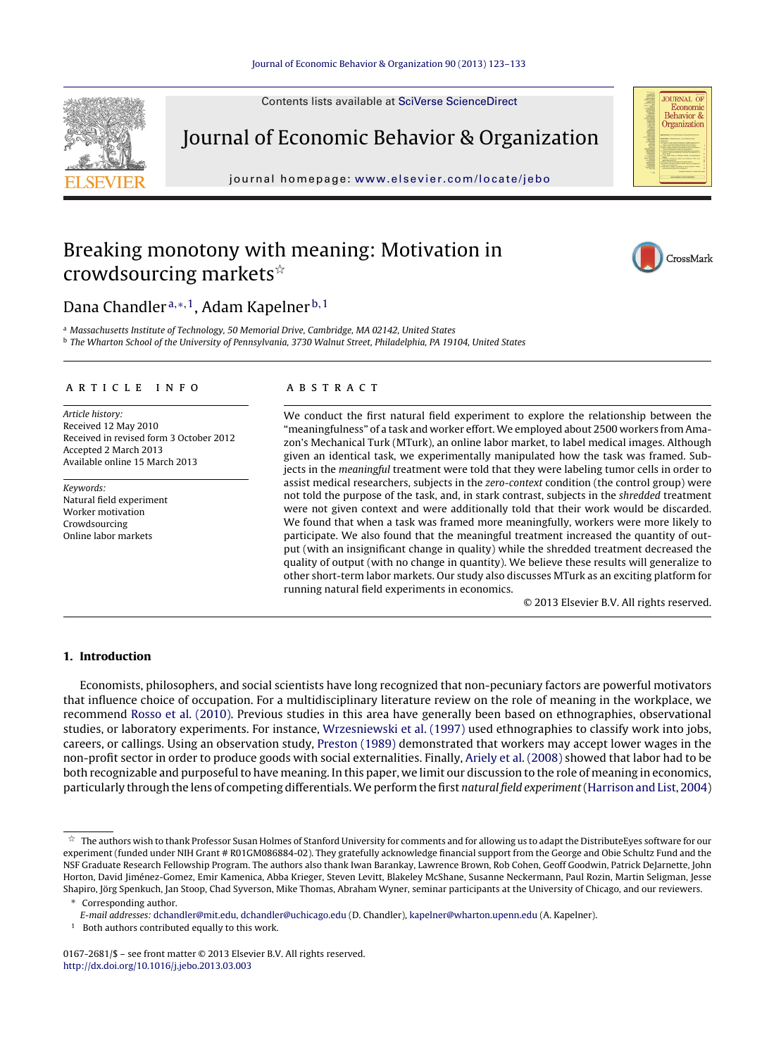# Breaking monotony with meaning: Motivation in crowdsourcing markets☆

Dana Chandler[a,*,1], Adam Kapelner[b,1]

[a] Massachusetts Institute of Technology, 50 Memorial Drive, Cambridge, MA 02142, United States
[b] The Wharton School of the University of Pennsylvania, 3730 Walnut Street, Philadelphia, PA 19104, United States

## ARTICLE INFO

*Article history:*
Received 12 May 2010
Received in revised form 3 October 2012
Accepted 2 March 2013
Available online 15 March 2013

*Keywords:*
Natural field experiment
Worker motivation
Crowdsourcing
Online labor markets

## ABSTRACT

We conduct the first natural field experiment to explore the relationship between the "meaningfulness" of a task and worker effort. We employed about 2500 workers from Amazon's Mechanical Turk (MTurk), an online labor market, to label medical images. Although given an identical task, we experimentally manipulated how the task was framed. Subjects in the *meaningful* treatment were told that they were labeling tumor cells in order to assist medical researchers, subjects in the *zero-context* condition (the control group) were not told the purpose of the task, and, in stark contrast, subjects in the *shredded* treatment were not given context and were additionally told that their work would be discarded. We found that when a task was framed more meaningfully, workers were more likely to participate. We also found that the meaningful treatment increased the quantity of output (with an insignificant change in quality) while the shredded treatment decreased the quality of output (with no change in quantity). We believe these results will generalize to other short-term labor markets. Our study also discusses MTurk as an exciting platform for running natural field experiments in economics.

© 2013 Elsevier B.V. All rights reserved.

## 1. Introduction

Economists, philosophers, and social scientists have long recognized that non-pecuniary factors are powerful motivators that influence choice of occupation. For a multidisciplinary literature review on the role of meaning in the workplace, we recommend Rosso et al. (2010). Previous studies in this area have generally been based on ethnographies, observational studies, or laboratory experiments. For instance, Wrzesniewski et al. (1997) used ethnographies to classify work into jobs, careers, or callings. Using an observation study, Preston (1989) demonstrated that workers may accept lower wages in the non-profit sector in order to produce goods with social externalities. Finally, Ariely et al. (2008) showed that labor had to be both recognizable and purposeful to have meaning. In this paper, we limit our discussion to the role of meaning in economics, particularly through the lens of competing differentials. We perform the first *natural field experiment* (Harrison and List, 2004)

☆ The authors wish to thank Professor Susan Holmes of Stanford University for comments and for allowing us to adapt the DistributeEyes software for our experiment (funded under NIH Grant # R01GM086884-02). They gratefully acknowledge financial support from the George and Obie Shultz Fund and the NSF Graduate Research Fellowship Program. The authors also thank Iwan Barankay, Lawrence Brown, Rob Cohen, Geoff Goodwin, Patrick DeJarnette, John Horton, David Jiménez-Gomez, Emir Kamenica, Abba Krieger, Steven Levitt, Blakeley McShane, Susanne Neckermann, Paul Rozin, Martin Seligman, Jesse Shapiro, Jörg Spenkuch, Jan Stoop, Chad Syverson, Mike Thomas, Abraham Wyner, seminar participants at the University of Chicago, and our reviewers.

\* Corresponding author.
E-mail addresses: dchandler@mit.edu, dchandler@uchicago.edu (D. Chandler), kapelner@wharton.upenn.edu (A. Kapelner).

[1] Both authors contributed equally to this work.

0167-2681/$ – see front matter © 2013 Elsevier B.V. All rights reserved.
http://dx.doi.org/10.1016/j.jebo.2013.03.003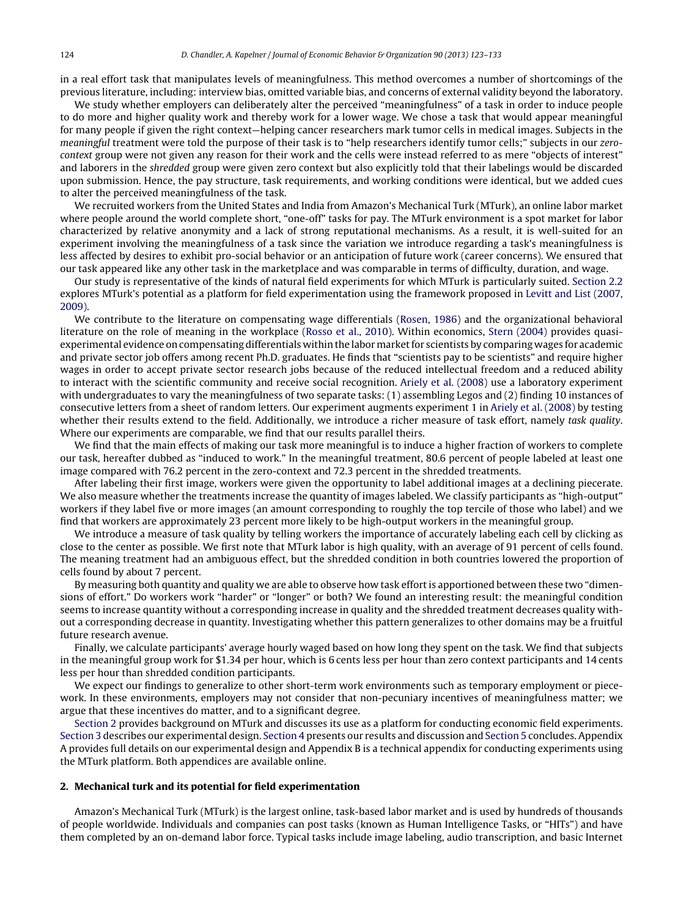in a real effort task that manipulates levels of meaningfulness. This method overcomes a number of shortcomings of the previous literature, including: interview bias, omitted variable bias, and concerns of external validity beyond the laboratory.

We study whether employers can deliberately alter the perceived "meaningfulness" of a task in order to induce people to do more and higher quality work and thereby work for a lower wage. We chose a task that would appear meaningful for many people if given the right context—helping cancer researchers mark tumor cells in medical images. Subjects in the *meaningful* treatment were told the purpose of their task is to "help researchers identify tumor cells;" subjects in our *zero-context* group were not given any reason for their work and the cells were instead referred to as mere "objects of interest" and laborers in the *shredded* group were given zero context but also explicitly told that their labelings would be discarded upon submission. Hence, the pay structure, task requirements, and working conditions were identical, but we added cues to alter the perceived meaningfulness of the task.

We recruited workers from the United States and India from Amazon's Mechanical Turk (MTurk), an online labor market where people around the world complete short, "one-off" tasks for pay. The MTurk environment is a spot market for labor characterized by relative anonymity and a lack of strong reputational mechanisms. As a result, it is well-suited for an experiment involving the meaningfulness of a task since the variation we introduce regarding a task's meaningfulness is less affected by desires to exhibit pro-social behavior or an anticipation of future work (career concerns). We ensured that our task appeared like any other task in the marketplace and was comparable in terms of difficulty, duration, and wage.

Our study is representative of the kinds of natural field experiments for which MTurk is particularly suited. Section 2.2 explores MTurk's potential as a platform for field experimentation using the framework proposed in Levitt and List (2007, 2009).

We contribute to the literature on compensating wage differentials (Rosen, 1986) and the organizational behavioral literature on the role of meaning in the workplace (Rosso et al., 2010). Within economics, Stern (2004) provides quasi-experimental evidence on compensating differentials within the labor market for scientists by comparing wages for academic and private sector job offers among recent Ph.D. graduates. He finds that "scientists pay to be scientists" and require higher wages in order to accept private sector research jobs because of the reduced intellectual freedom and a reduced ability to interact with the scientific community and receive social recognition. Ariely et al. (2008) use a laboratory experiment with undergraduates to vary the meaningfulness of two separate tasks: (1) assembling Legos and (2) finding 10 instances of consecutive letters from a sheet of random letters. Our experiment augments experiment 1 in Ariely et al. (2008) by testing whether their results extend to the field. Additionally, we introduce a richer measure of task effort, namely *task quality*. Where our experiments are comparable, we find that our results parallel theirs.

We find that the main effects of making our task more meaningful is to induce a higher fraction of workers to complete our task, hereafter dubbed as "induced to work." In the meaningful treatment, 80.6 percent of people labeled at least one image compared with 76.2 percent in the zero-context and 72.3 percent in the shredded treatments.

After labeling their first image, workers were given the opportunity to label additional images at a declining piecerate. We also measure whether the treatments increase the quantity of images labeled. We classify participants as "high-output" workers if they label five or more images (an amount corresponding to roughly the top tercile of those who label) and we find that workers are approximately 23 percent more likely to be high-output workers in the meaningful group.

We introduce a measure of task quality by telling workers the importance of accurately labeling each cell by clicking as close to the center as possible. We first note that MTurk labor is high quality, with an average of 91 percent of cells found. The meaning treatment had an ambiguous effect, but the shredded condition in both countries lowered the proportion of cells found by about 7 percent.

By measuring both quantity and quality we are able to observe how task effort is apportioned between these two "dimensions of effort." Do workers work "harder" or "longer" or both? We found an interesting result: the meaningful condition seems to increase quantity without a corresponding increase in quality and the shredded treatment decreases quality without a corresponding decrease in quantity. Investigating whether this pattern generalizes to other domains may be a fruitful future research avenue.

Finally, we calculate participants' average hourly waged based on how long they spent on the task. We find that subjects in the meaningful group work for $1.34 per hour, which is 6 cents less per hour than zero context participants and 14 cents less per hour than shredded condition participants.

We expect our findings to generalize to other short-term work environments such as temporary employment or piecework. In these environments, employers may not consider that non-pecuniary incentives of meaningfulness matter; we argue that these incentives do matter, and to a significant degree.

Section 2 provides background on MTurk and discusses its use as a platform for conducting economic field experiments. Section 3 describes our experimental design. Section 4 presents our results and discussion and Section 5 concludes. Appendix A provides full details on our experimental design and Appendix B is a technical appendix for conducting experiments using the MTurk platform. Both appendices are available online.

## 2. Mechanical turk and its potential for field experimentation

Amazon's Mechanical Turk (MTurk) is the largest online, task-based labor market and is used by hundreds of thousands of people worldwide. Individuals and companies can post tasks (known as Human Intelligence Tasks, or "HITs") and have them completed by an on-demand labor force. Typical tasks include image labeling, audio transcription, and basic Internet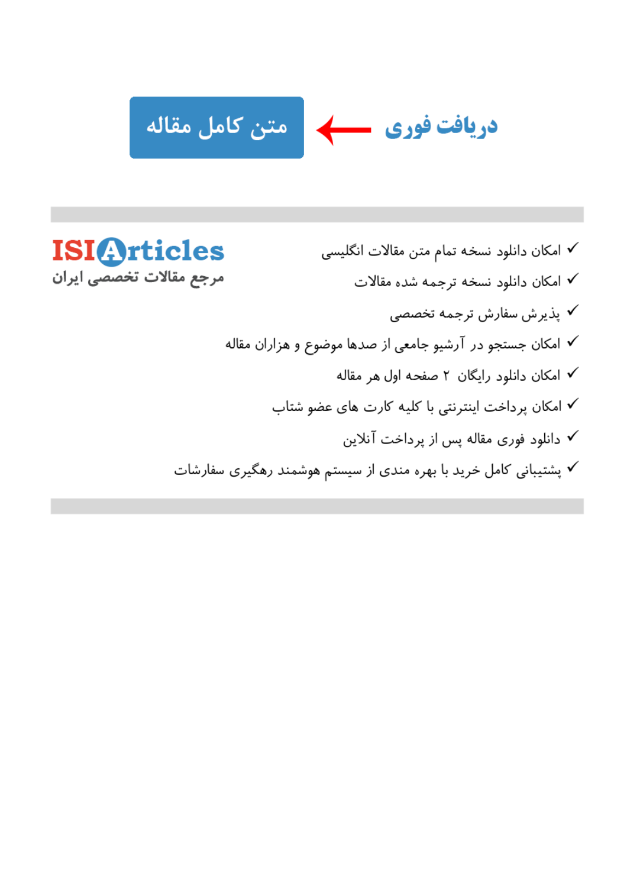دریافت فوری ← متن کامل مقاله

**ISIArticles**
مرجع مقالات تخصصی ایران

- ✓ امکان دانلود نسخه تمام متن مقالات انگلیسی
- ✓ امکان دانلود نسخه ترجمه شده مقالات
- ✓ پذیرش سفارش ترجمه تخصصی
- ✓ امکان جستجو در آرشیو جامعی از صدها موضوع و هزاران مقاله
- ✓ امکان دانلود رایگان ۲ صفحه اول هر مقاله
- ✓ امکان پرداخت اینترنتی با کلیه کارت های عضو شتاب
- ✓ دانلود فوری مقاله پس از پرداخت آنلاین
- ✓ پشتیبانی کامل خرید با بهره مندی از سیستم هوشمند رهگیری سفارشات